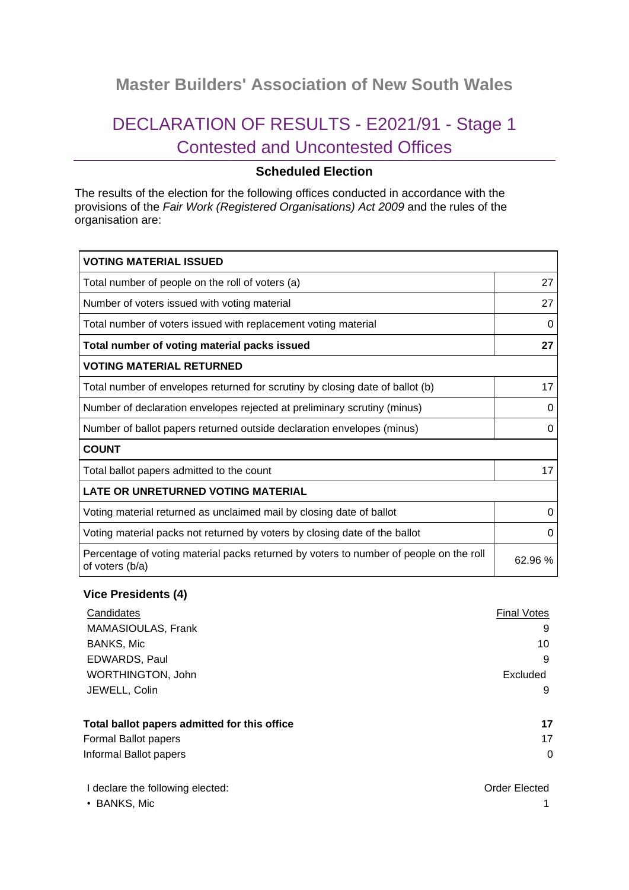## Master Builders' Association of New South Wales

# DECLARATION OF RESULTS - E2021/91 - Stage 1 Contested and Uncontested Offices

### Scheduled Election

The results of the election for the following offices conducted in accordance with the provisions of the *Fair Work (Registered Organisations) Act 2009* and the rules of the organisation are:

| **VOTING MATERIAL ISSUED** | |
|---|---|
| Total number of people on the roll of voters (a) | 27 |
| Number of voters issued with voting material | 27 |
| Total number of voters issued with replacement voting material | 0 |
| **Total number of voting material packs issued** | **27** |
| **VOTING MATERIAL RETURNED** | |
| Total number of envelopes returned for scrutiny by closing date of ballot (b) | 17 |
| Number of declaration envelopes rejected at preliminary scrutiny (minus) | 0 |
| Number of ballot papers returned outside declaration envelopes (minus) | 0 |
| **COUNT** | |
| Total ballot papers admitted to the count | 17 |
| **LATE OR UNRETURNED VOTING MATERIAL** | |
| Voting material returned as unclaimed mail by closing date of ballot | 0 |
| Voting material packs not returned by voters by closing date of the ballot | 0 |
| Percentage of voting material packs returned by voters to number of people on the roll of voters (b/a) | 62.96 % |

### Vice Presidents (4)

| Candidates | Final Votes |
|---|---|
| MAMASIOULAS, Frank | 9 |
| BANKS, Mic | 10 |
| EDWARDS, Paul | 9 |
| WORTHINGTON, John | Excluded |
| JEWELL, Colin | 9 |

| **Total ballot papers admitted for this office** | **17** |
|---|---|
| Formal Ballot papers | 17 |
| Informal Ballot papers | 0 |

| I declare the following elected: | Order Elected |
|---|---|
| • BANKS, Mic | 1 |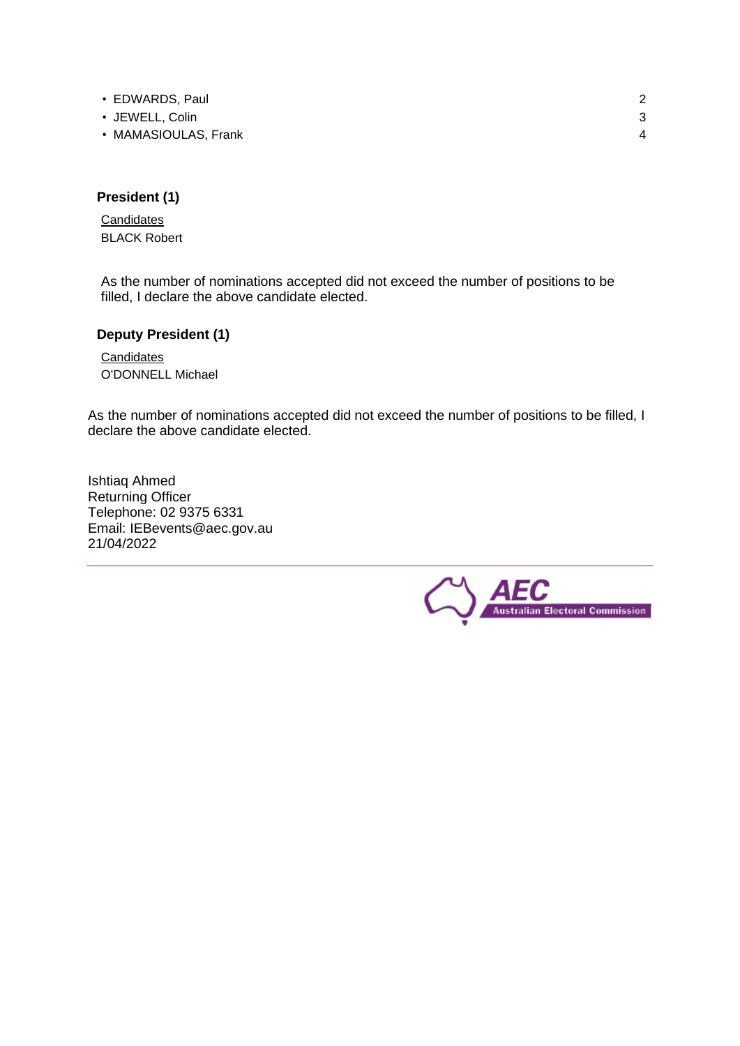- EDWARDS, Paul 2
- JEWELL, Colin 3
- MAMASIOULAS, Frank 4

**President (1)**

Candidates
BLACK Robert

As the number of nominations accepted did not exceed the number of positions to be filled, I declare the above candidate elected.

**Deputy President (1)**

Candidates
O'DONNELL Michael

As the number of nominations accepted did not exceed the number of positions to be filled, I declare the above candidate elected.

Ishtiaq Ahmed
Returning Officer
Telephone: 02 9375 6331
Email: IEBevents@aec.gov.au
21/04/2022

AEC Australian Electoral Commission